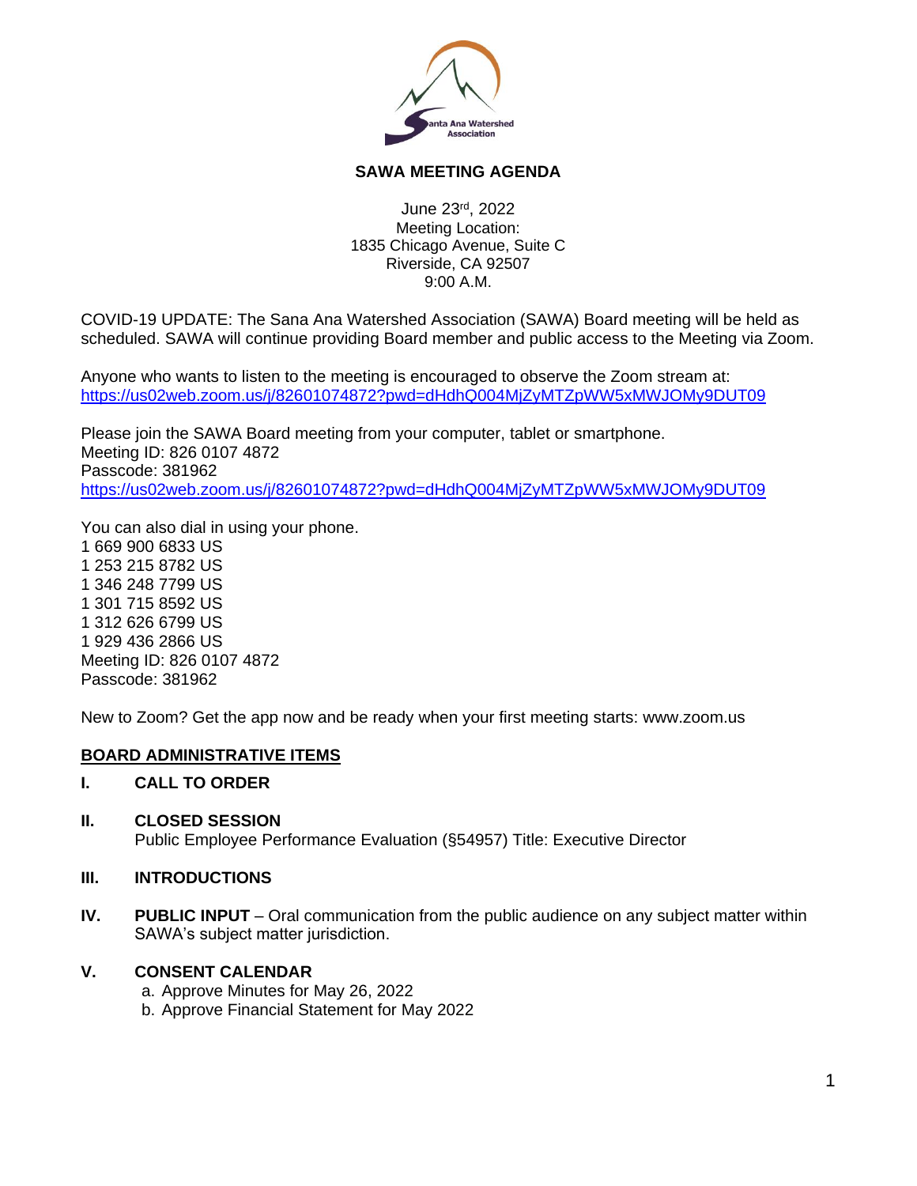## SAWA MEETING AGENDA

June 23rd, 2022
Meeting Location:
1835 Chicago Avenue, Suite C
Riverside, CA 92507
9:00 A.M.

COVID-19 UPDATE: The Sana Ana Watershed Association (SAWA) Board meeting will be held as scheduled. SAWA will continue providing Board member and public access to the Meeting via Zoom.

Anyone who wants to listen to the meeting is encouraged to observe the Zoom stream at:
https://us02web.zoom.us/j/82601074872?pwd=dHdhQ004MjZyMTZpWW5xMWJOMy9DUT09

Please join the SAWA Board meeting from your computer, tablet or smartphone.
Meeting ID: 826 0107 4872
Passcode: 381962
https://us02web.zoom.us/j/82601074872?pwd=dHdhQ004MjZyMTZpWW5xMWJOMy9DUT09

You can also dial in using your phone.
1 669 900 6833 US
1 253 215 8782 US
1 346 248 7799 US
1 301 715 8592 US
1 312 626 6799 US
1 929 436 2866 US
Meeting ID: 826 0107 4872
Passcode: 381962

New to Zoom? Get the app now and be ready when your first meeting starts: www.zoom.us

### BOARD ADMINISTRATIVE ITEMS

**I. CALL TO ORDER**

**II. CLOSED SESSION**
Public Employee Performance Evaluation (§54957) Title: Executive Director

**III. INTRODUCTIONS**

**IV. PUBLIC INPUT** – Oral communication from the public audience on any subject matter within SAWA's subject matter jurisdiction.

**V. CONSENT CALENDAR**

a. Approve Minutes for May 26, 2022
b. Approve Financial Statement for May 2022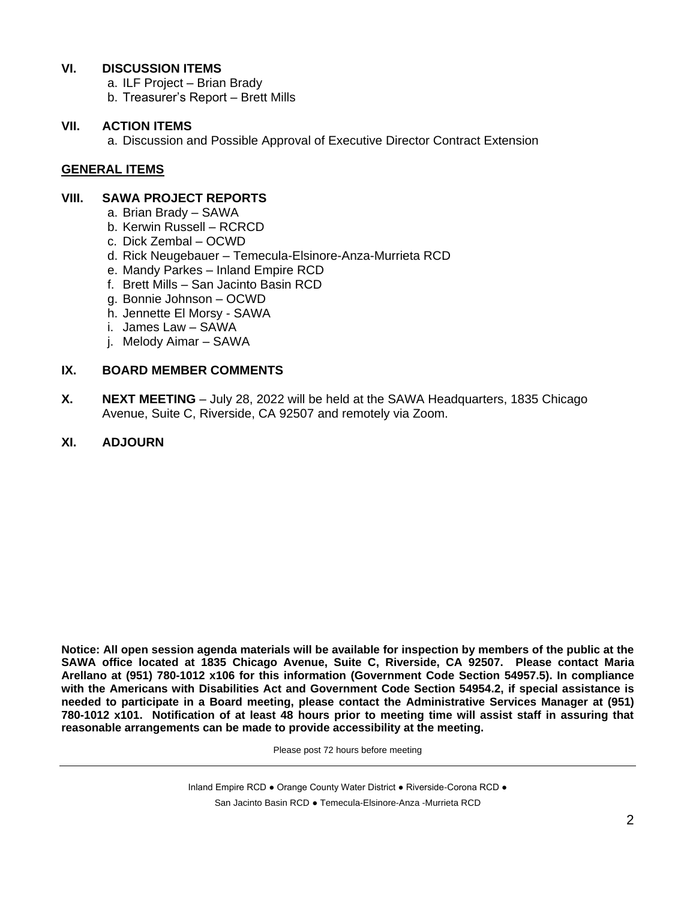## VI. DISCUSSION ITEMS

a. ILF Project – Brian Brady
b. Treasurer's Report – Brett Mills

## VII. ACTION ITEMS

a. Discussion and Possible Approval of Executive Director Contract Extension

## GENERAL ITEMS

## VIII. SAWA PROJECT REPORTS

a. Brian Brady – SAWA
b. Kerwin Russell – RCRCD
c. Dick Zembal – OCWD
d. Rick Neugebauer – Temecula-Elsinore-Anza-Murrieta RCD
e. Mandy Parkes – Inland Empire RCD
f. Brett Mills – San Jacinto Basin RCD
g. Bonnie Johnson – OCWD
h. Jennette El Morsy - SAWA
i. James Law – SAWA
j. Melody Aimar – SAWA

## IX. BOARD MEMBER COMMENTS

## X. NEXT MEETING – July 28, 2022 will be held at the SAWA Headquarters, 1835 Chicago Avenue, Suite C, Riverside, CA 92507 and remotely via Zoom.

## XI. ADJOURN

**Notice: All open session agenda materials will be available for inspection by members of the public at the SAWA office located at 1835 Chicago Avenue, Suite C, Riverside, CA 92507. Please contact Maria Arellano at (951) 780-1012 x106 for this information (Government Code Section 54957.5). In compliance with the Americans with Disabilities Act and Government Code Section 54954.2, if special assistance is needed to participate in a Board meeting, please contact the Administrative Services Manager at (951) 780-1012 x101. Notification of at least 48 hours prior to meeting time will assist staff in assuring that reasonable arrangements can be made to provide accessibility at the meeting.**

Please post 72 hours before meeting

Inland Empire RCD ● Orange County Water District ● Riverside-Corona RCD ●
San Jacinto Basin RCD ● Temecula-Elsinore-Anza -Murrieta RCD